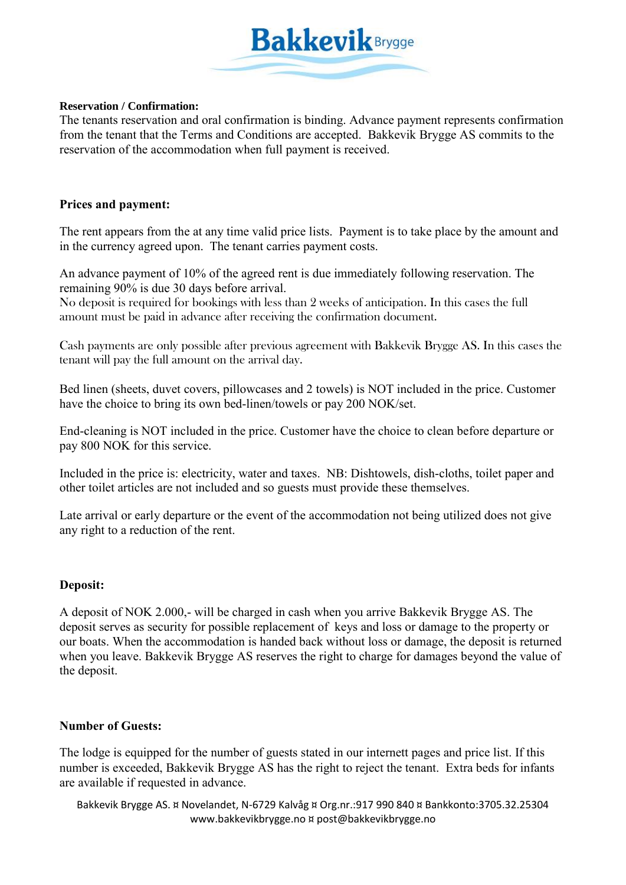**Reservation / Confirmation:**

The tenants reservation and oral confirmation is binding. Advance payment represents confirmation from the tenant that the Terms and Conditions are accepted. Bakkevik Brygge AS commits to the reservation of the accommodation when full payment is received.

**Prices and payment:**

The rent appears from the at any time valid price lists. Payment is to take place by the amount and in the currency agreed upon. The tenant carries payment costs.

An advance payment of 10% of the agreed rent is due immediately following reservation. The remaining 90% is due 30 days before arrival.
No deposit is required for bookings with less than 2 weeks of anticipation. In this cases the full amount must be paid in advance after receiving the confirmation document.

Cash payments are only possible after previous agreement with Bakkevik Brygge AS. In this cases the tenant will pay the full amount on the arrival day.

Bed linen (sheets, duvet covers, pillowcases and 2 towels) is NOT included in the price. Customer have the choice to bring its own bed-linen/towels or pay 200 NOK/set.

End-cleaning is NOT included in the price. Customer have the choice to clean before departure or pay 800 NOK for this service.

Included in the price is: electricity, water and taxes. NB: Dishtowels, dish-cloths, toilet paper and other toilet articles are not included and so guests must provide these themselves.

Late arrival or early departure or the event of the accommodation not being utilized does not give any right to a reduction of the rent.

**Deposit:**

A deposit of NOK 2.000,- will be charged in cash when you arrive Bakkevik Brygge AS. The deposit serves as security for possible replacement of keys and loss or damage to the property or our boats. When the accommodation is handed back without loss or damage, the deposit is returned when you leave. Bakkevik Brygge AS reserves the right to charge for damages beyond the value of the deposit.

**Number of Guests:**

The lodge is equipped for the number of guests stated in our internett pages and price list. If this number is exceeded, Bakkevik Brygge AS has the right to reject the tenant. Extra beds for infants are available if requested in advance.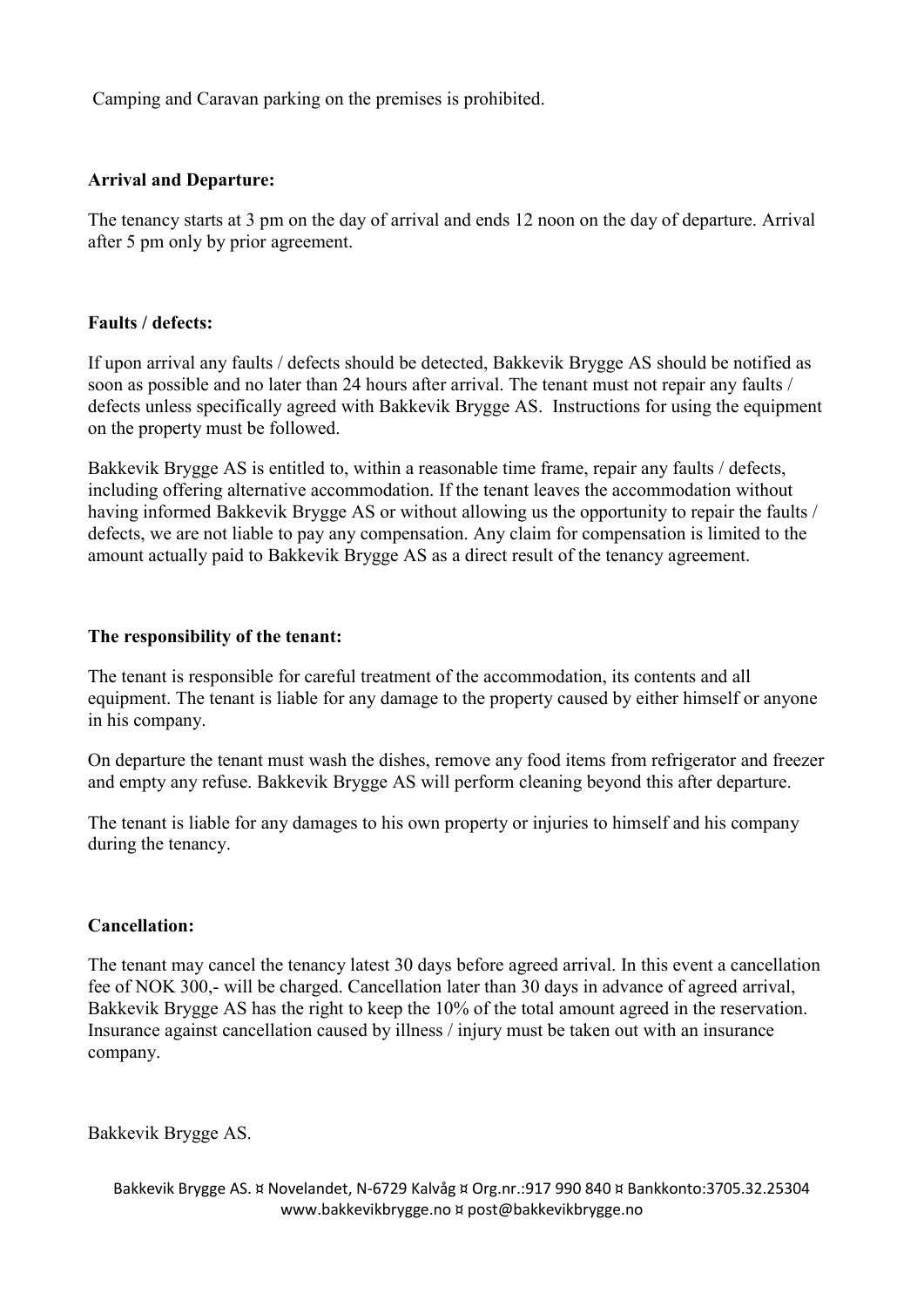Camping and Caravan parking on the premises is prohibited.

**Arrival and Departure:**

The tenancy starts at 3 pm on the day of arrival and ends 12 noon on the day of departure. Arrival after 5 pm only by prior agreement.

**Faults / defects:**

If upon arrival any faults / defects should be detected, Bakkevik Brygge AS should be notified as soon as possible and no later than 24 hours after arrival. The tenant must not repair any faults / defects unless specifically agreed with Bakkevik Brygge AS. Instructions for using the equipment on the property must be followed.

Bakkevik Brygge AS is entitled to, within a reasonable time frame, repair any faults / defects, including offering alternative accommodation. If the tenant leaves the accommodation without having informed Bakkevik Brygge AS or without allowing us the opportunity to repair the faults / defects, we are not liable to pay any compensation. Any claim for compensation is limited to the amount actually paid to Bakkevik Brygge AS as a direct result of the tenancy agreement.

**The responsibility of the tenant:**

The tenant is responsible for careful treatment of the accommodation, its contents and all equipment. The tenant is liable for any damage to the property caused by either himself or anyone in his company.

On departure the tenant must wash the dishes, remove any food items from refrigerator and freezer and empty any refuse. Bakkevik Brygge AS will perform cleaning beyond this after departure.

The tenant is liable for any damages to his own property or injuries to himself and his company during the tenancy.

**Cancellation:**

The tenant may cancel the tenancy latest 30 days before agreed arrival. In this event a cancellation fee of NOK 300,- will be charged. Cancellation later than 30 days in advance of agreed arrival, Bakkevik Brygge AS has the right to keep the 10% of the total amount agreed in the reservation. Insurance against cancellation caused by illness / injury must be taken out with an insurance company.

Bakkevik Brygge AS.

Bakkevik Brygge AS. ¤ Novelandet, N-6729 Kalvåg ¤ Org.nr.:917 990 840 ¤ Bankkonto:3705.32.25304
www.bakkevikbrygge.no ¤ post@bakkevikbrygge.no